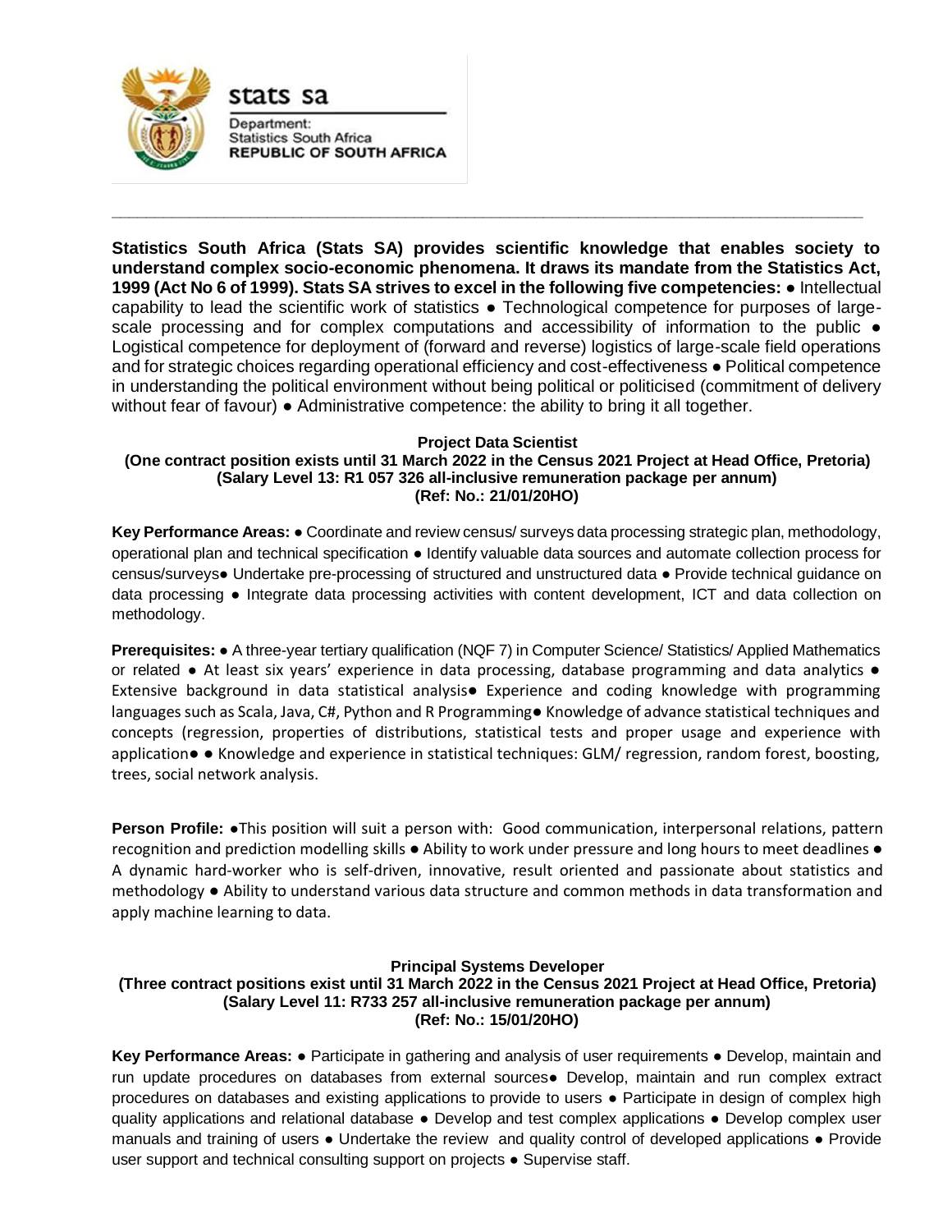stats sa

Department:
Statistics South Africa
**REPUBLIC OF SOUTH AFRICA**

---

**Statistics South Africa (Stats SA) provides scientific knowledge that enables society to understand complex socio-economic phenomena. It draws its mandate from the Statistics Act, 1999 (Act No 6 of 1999). Stats SA strives to excel in the following five competencies:** ● Intellectual capability to lead the scientific work of statistics ● Technological competence for purposes of large-scale processing and for complex computations and accessibility of information to the public ● Logistical competence for deployment of (forward and reverse) logistics of large-scale field operations and for strategic choices regarding operational efficiency and cost-effectiveness ● Political competence in understanding the political environment without being political or politicised (commitment of delivery without fear of favour) ● Administrative competence: the ability to bring it all together.

**Project Data Scientist**
**(One contract position exists until 31 March 2022 in the Census 2021 Project at Head Office, Pretoria)**
**(Salary Level 13: R1 057 326 all-inclusive remuneration package per annum)**
**(Ref: No.: 21/01/20HO)**

**Key Performance Areas:** ● Coordinate and review census/ surveys data processing strategic plan, methodology, operational plan and technical specification ● Identify valuable data sources and automate collection process for census/surveys● Undertake pre-processing of structured and unstructured data ● Provide technical guidance on data processing ● Integrate data processing activities with content development, ICT and data collection on methodology.

**Prerequisites:** ● A three-year tertiary qualification (NQF 7) in Computer Science/ Statistics/ Applied Mathematics or related ● At least six years' experience in data processing, database programming and data analytics ● Extensive background in data statistical analysis● Experience and coding knowledge with programming languages such as Scala, Java, C#, Python and R Programming● Knowledge of advance statistical techniques and concepts (regression, properties of distributions, statistical tests and proper usage and experience with application● ● Knowledge and experience in statistical techniques: GLM/ regression, random forest, boosting, trees, social network analysis.

**Person Profile:** ●This position will suit a person with: Good communication, interpersonal relations, pattern recognition and prediction modelling skills ● Ability to work under pressure and long hours to meet deadlines ● A dynamic hard-worker who is self-driven, innovative, result oriented and passionate about statistics and methodology ● Ability to understand various data structure and common methods in data transformation and apply machine learning to data.

**Principal Systems Developer**
**(Three contract positions exist until 31 March 2022 in the Census 2021 Project at Head Office, Pretoria)**
**(Salary Level 11: R733 257 all-inclusive remuneration package per annum)**
**(Ref: No.: 15/01/20HO)**

**Key Performance Areas:** ● Participate in gathering and analysis of user requirements ● Develop, maintain and run update procedures on databases from external sources● Develop, maintain and run complex extract procedures on databases and existing applications to provide to users ● Participate in design of complex high quality applications and relational database ● Develop and test complex applications ● Develop complex user manuals and training of users ● Undertake the review and quality control of developed applications ● Provide user support and technical consulting support on projects ● Supervise staff.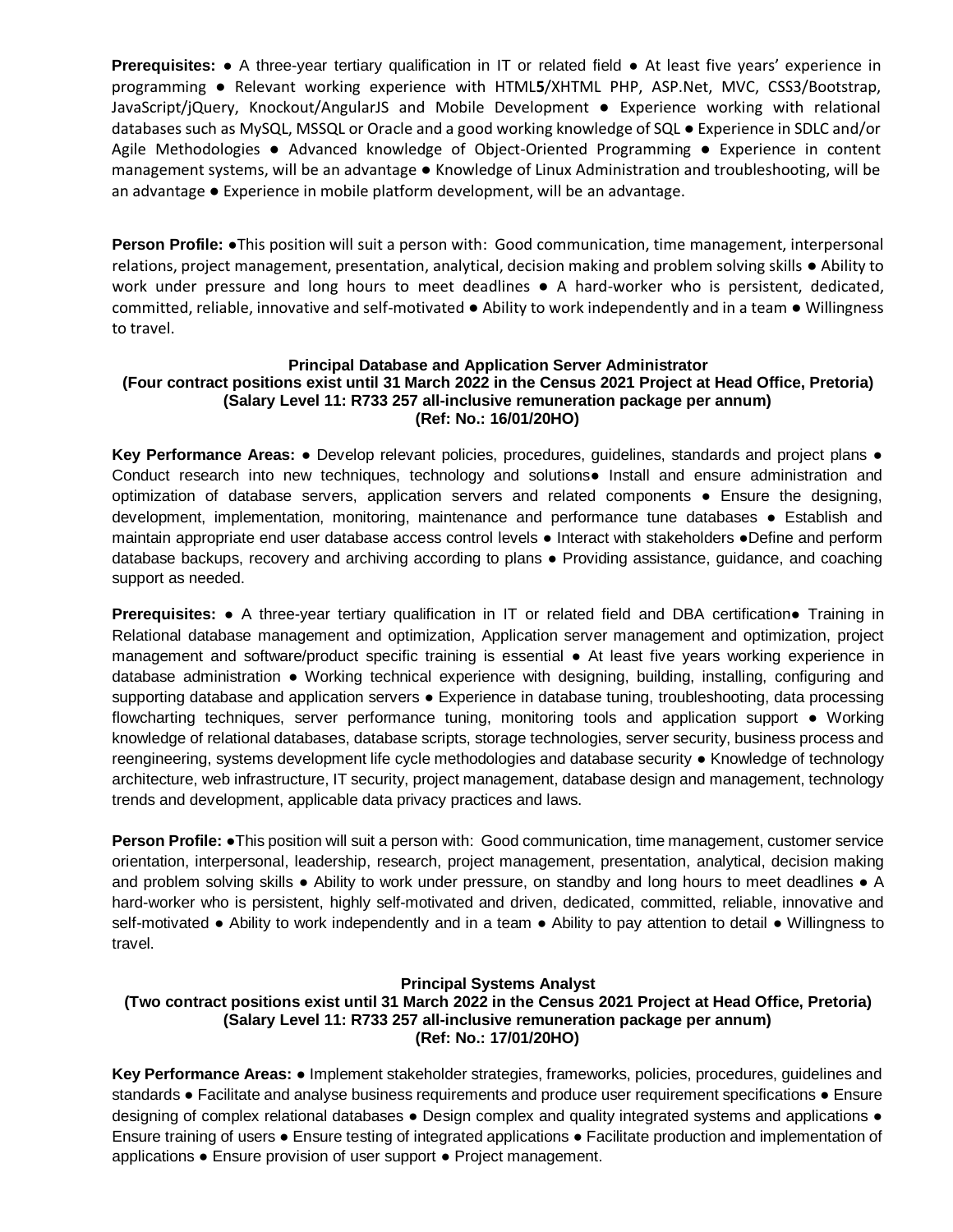**Prerequisites:** ● A three-year tertiary qualification in IT or related field ● At least five years' experience in programming ● Relevant working experience with HTML**5**/XHTML PHP, ASP.Net, MVC, CSS3/Bootstrap, JavaScript/jQuery, Knockout/AngularJS and Mobile Development ● Experience working with relational databases such as MySQL, MSSQL or Oracle and a good working knowledge of SQL ● Experience in SDLC and/or Agile Methodologies ● Advanced knowledge of Object-Oriented Programming ● Experience in content management systems, will be an advantage ● Knowledge of Linux Administration and troubleshooting, will be an advantage ● Experience in mobile platform development, will be an advantage.

**Person Profile:** ●This position will suit a person with: Good communication, time management, interpersonal relations, project management, presentation, analytical, decision making and problem solving skills ● Ability to work under pressure and long hours to meet deadlines ● A hard-worker who is persistent, dedicated, committed, reliable, innovative and self-motivated ● Ability to work independently and in a team ● Willingness to travel.

**Principal Database and Application Server Administrator**
**(Four contract positions exist until 31 March 2022 in the Census 2021 Project at Head Office, Pretoria)**
**(Salary Level 11: R733 257 all-inclusive remuneration package per annum)**
**(Ref: No.: 16/01/20HO)**

**Key Performance Areas:** ● Develop relevant policies, procedures, guidelines, standards and project plans ● Conduct research into new techniques, technology and solutions● Install and ensure administration and optimization of database servers, application servers and related components ● Ensure the designing, development, implementation, monitoring, maintenance and performance tune databases ● Establish and maintain appropriate end user database access control levels ● Interact with stakeholders ●Define and perform database backups, recovery and archiving according to plans ● Providing assistance, guidance, and coaching support as needed.

**Prerequisites:** ● A three-year tertiary qualification in IT or related field and DBA certification● Training in Relational database management and optimization, Application server management and optimization, project management and software/product specific training is essential ● At least five years working experience in database administration ● Working technical experience with designing, building, installing, configuring and supporting database and application servers ● Experience in database tuning, troubleshooting, data processing flowcharting techniques, server performance tuning, monitoring tools and application support ● Working knowledge of relational databases, database scripts, storage technologies, server security, business process and reengineering, systems development life cycle methodologies and database security ● Knowledge of technology architecture, web infrastructure, IT security, project management, database design and management, technology trends and development, applicable data privacy practices and laws.

**Person Profile:** ●This position will suit a person with: Good communication, time management, customer service orientation, interpersonal, leadership, research, project management, presentation, analytical, decision making and problem solving skills ● Ability to work under pressure, on standby and long hours to meet deadlines ● A hard-worker who is persistent, highly self-motivated and driven, dedicated, committed, reliable, innovative and self-motivated ● Ability to work independently and in a team ● Ability to pay attention to detail ● Willingness to travel.

**Principal Systems Analyst**
**(Two contract positions exist until 31 March 2022 in the Census 2021 Project at Head Office, Pretoria)**
**(Salary Level 11: R733 257 all-inclusive remuneration package per annum)**
**(Ref: No.: 17/01/20HO)**

**Key Performance Areas:** ● Implement stakeholder strategies, frameworks, policies, procedures, guidelines and standards ● Facilitate and analyse business requirements and produce user requirement specifications ● Ensure designing of complex relational databases ● Design complex and quality integrated systems and applications ● Ensure training of users ● Ensure testing of integrated applications ● Facilitate production and implementation of applications ● Ensure provision of user support ● Project management.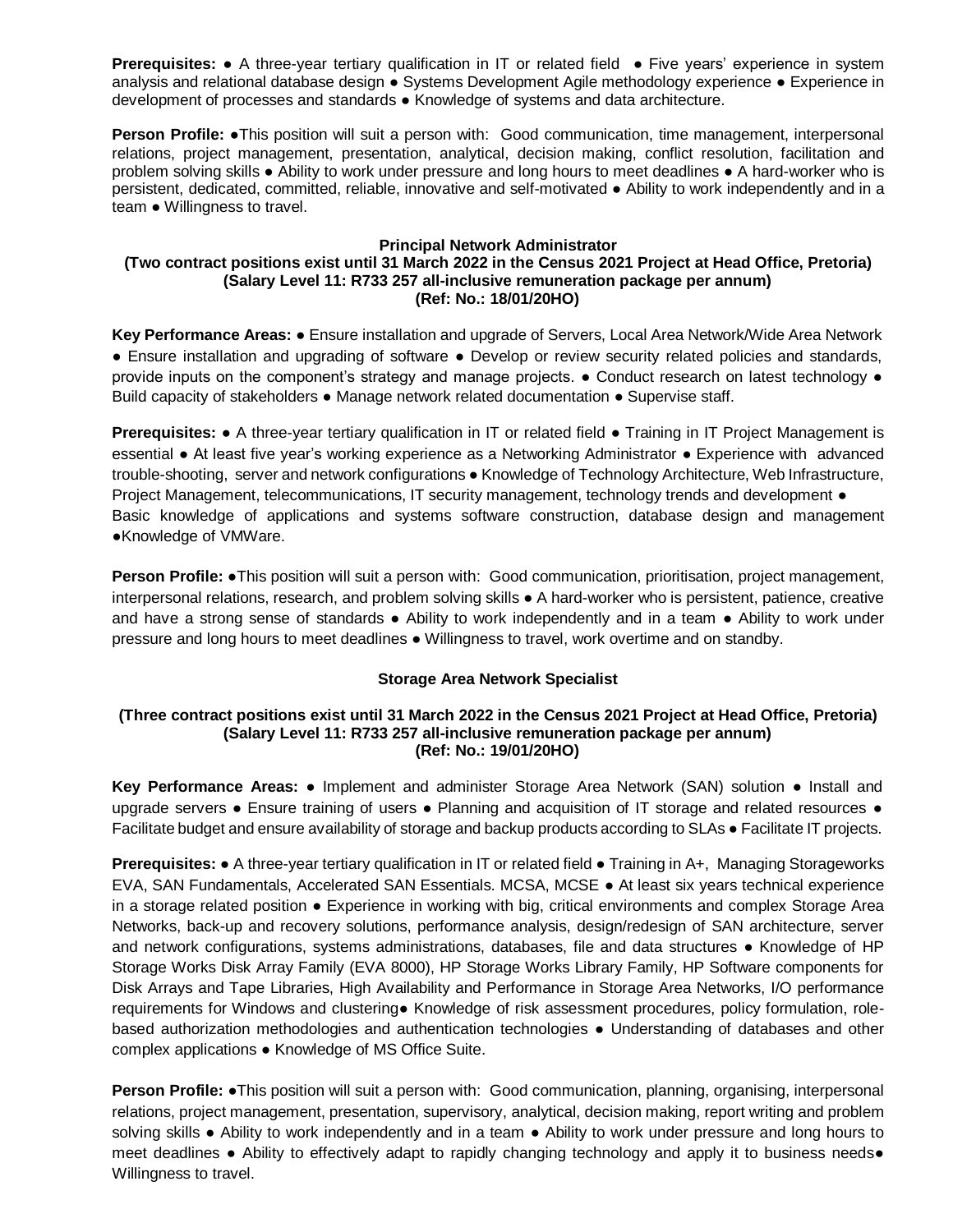**Prerequisites:** ● A three-year tertiary qualification in IT or related field ● Five years' experience in system analysis and relational database design ● Systems Development Agile methodology experience ● Experience in development of processes and standards ● Knowledge of systems and data architecture.

**Person Profile:** ●This position will suit a person with: Good communication, time management, interpersonal relations, project management, presentation, analytical, decision making, conflict resolution, facilitation and problem solving skills ● Ability to work under pressure and long hours to meet deadlines ● A hard-worker who is persistent, dedicated, committed, reliable, innovative and self-motivated ● Ability to work independently and in a team ● Willingness to travel.

**Principal Network Administrator**
**(Two contract positions exist until 31 March 2022 in the Census 2021 Project at Head Office, Pretoria)**
**(Salary Level 11: R733 257 all-inclusive remuneration package per annum)**
**(Ref: No.: 18/01/20HO)**

**Key Performance Areas:** ● Ensure installation and upgrade of Servers, Local Area Network/Wide Area Network ● Ensure installation and upgrading of software ● Develop or review security related policies and standards, provide inputs on the component's strategy and manage projects. ● Conduct research on latest technology ● Build capacity of stakeholders ● Manage network related documentation ● Supervise staff.

**Prerequisites:** ● A three-year tertiary qualification in IT or related field ● Training in IT Project Management is essential ● At least five year's working experience as a Networking Administrator ● Experience with advanced trouble-shooting, server and network configurations ● Knowledge of Technology Architecture, Web Infrastructure, Project Management, telecommunications, IT security management, technology trends and development ● Basic knowledge of applications and systems software construction, database design and management ●Knowledge of VMWare.

**Person Profile:** ●This position will suit a person with: Good communication, prioritisation, project management, interpersonal relations, research, and problem solving skills ● A hard-worker who is persistent, patience, creative and have a strong sense of standards ● Ability to work independently and in a team ● Ability to work under pressure and long hours to meet deadlines ● Willingness to travel, work overtime and on standby.

**Storage Area Network Specialist**

**(Three contract positions exist until 31 March 2022 in the Census 2021 Project at Head Office, Pretoria)**
**(Salary Level 11: R733 257 all-inclusive remuneration package per annum)**
**(Ref: No.: 19/01/20HO)**

**Key Performance Areas:** ● Implement and administer Storage Area Network (SAN) solution ● Install and upgrade servers ● Ensure training of users ● Planning and acquisition of IT storage and related resources ● Facilitate budget and ensure availability of storage and backup products according to SLAs ● Facilitate IT projects.

**Prerequisites:** ● A three-year tertiary qualification in IT or related field ● Training in A+, Managing Storageworks EVA, SAN Fundamentals, Accelerated SAN Essentials. MCSA, MCSE ● At least six years technical experience in a storage related position ● Experience in working with big, critical environments and complex Storage Area Networks, back-up and recovery solutions, performance analysis, design/redesign of SAN architecture, server and network configurations, systems administrations, databases, file and data structures ● Knowledge of HP Storage Works Disk Array Family (EVA 8000), HP Storage Works Library Family, HP Software components for Disk Arrays and Tape Libraries, High Availability and Performance in Storage Area Networks, I/O performance requirements for Windows and clustering● Knowledge of risk assessment procedures, policy formulation, role-based authorization methodologies and authentication technologies ● Understanding of databases and other complex applications ● Knowledge of MS Office Suite.

**Person Profile:** ●This position will suit a person with: Good communication, planning, organising, interpersonal relations, project management, presentation, supervisory, analytical, decision making, report writing and problem solving skills ● Ability to work independently and in a team ● Ability to work under pressure and long hours to meet deadlines ● Ability to effectively adapt to rapidly changing technology and apply it to business needs● Willingness to travel.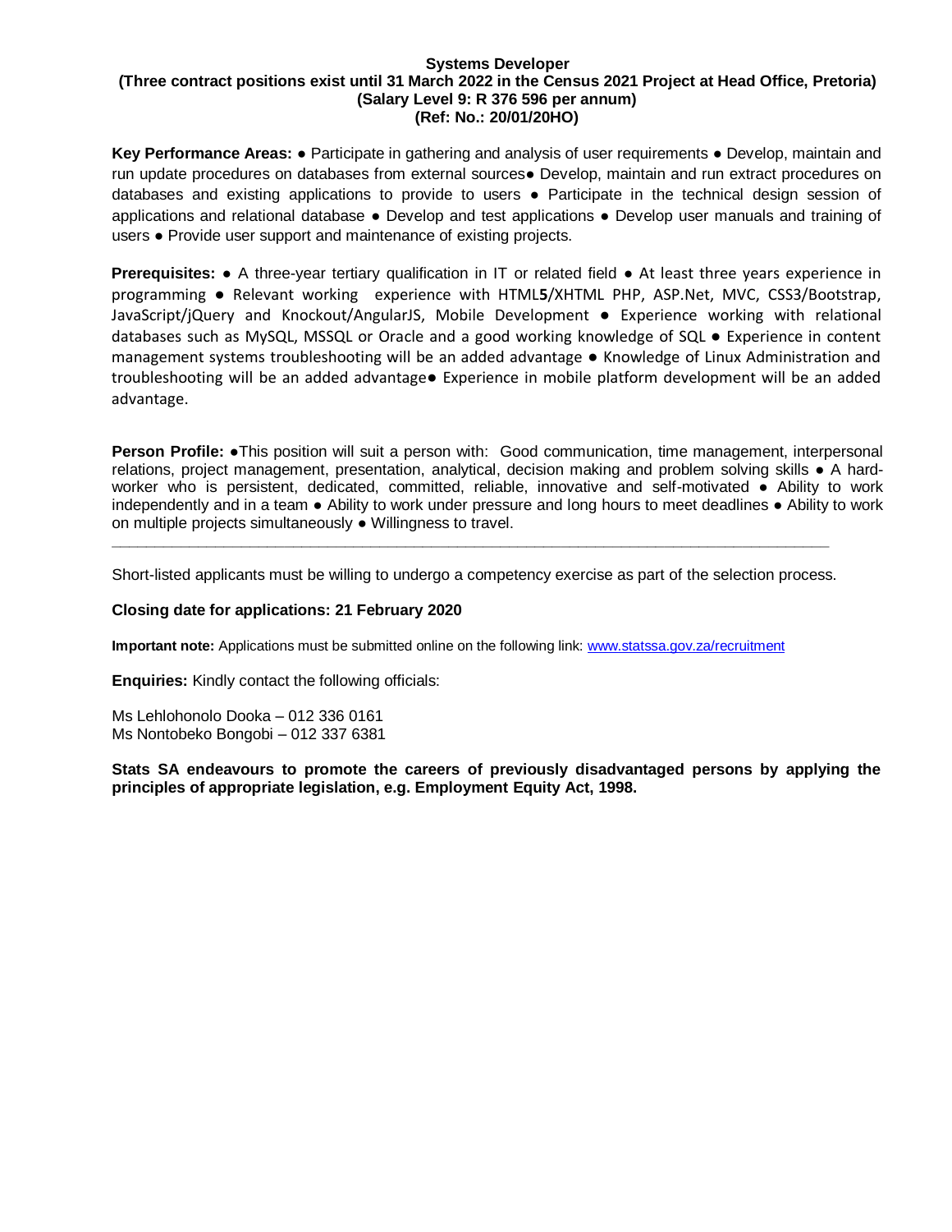**Systems Developer**
**(Three contract positions exist until 31 March 2022 in the Census 2021 Project at Head Office, Pretoria)**
**(Salary Level 9: R 376 596 per annum)**
**(Ref: No.: 20/01/20HO)**

**Key Performance Areas:** ● Participate in gathering and analysis of user requirements ● Develop, maintain and run update procedures on databases from external sources● Develop, maintain and run extract procedures on databases and existing applications to provide to users ● Participate in the technical design session of applications and relational database ● Develop and test applications ● Develop user manuals and training of users ● Provide user support and maintenance of existing projects.

**Prerequisites:** ● A three-year tertiary qualification in IT or related field ● At least three years experience in programming ● Relevant working experience with HTML**5**/XHTML PHP, ASP.Net, MVC, CSS3/Bootstrap, JavaScript/jQuery and Knockout/AngularJS, Mobile Development ● Experience working with relational databases such as MySQL, MSSQL or Oracle and a good working knowledge of SQL ● Experience in content management systems troubleshooting will be an added advantage ● Knowledge of Linux Administration and troubleshooting will be an added advantage● Experience in mobile platform development will be an added advantage.

**Person Profile:** ●This position will suit a person with: Good communication, time management, interpersonal relations, project management, presentation, analytical, decision making and problem solving skills ● A hard-worker who is persistent, dedicated, committed, reliable, innovative and self-motivated ● Ability to work independently and in a team ● Ability to work under pressure and long hours to meet deadlines ● Ability to work on multiple projects simultaneously ● Willingness to travel.

---

Short-listed applicants must be willing to undergo a competency exercise as part of the selection process.

**Closing date for applications: 21 February 2020**

**Important note:** Applications must be submitted online on the following link: www.statssa.gov.za/recruitment

**Enquiries:** Kindly contact the following officials:

Ms Lehlohonolo Dooka – 012 336 0161
Ms Nontobeko Bongobi – 012 337 6381

**Stats SA endeavours to promote the careers of previously disadvantaged persons by applying the principles of appropriate legislation, e.g. Employment Equity Act, 1998.**